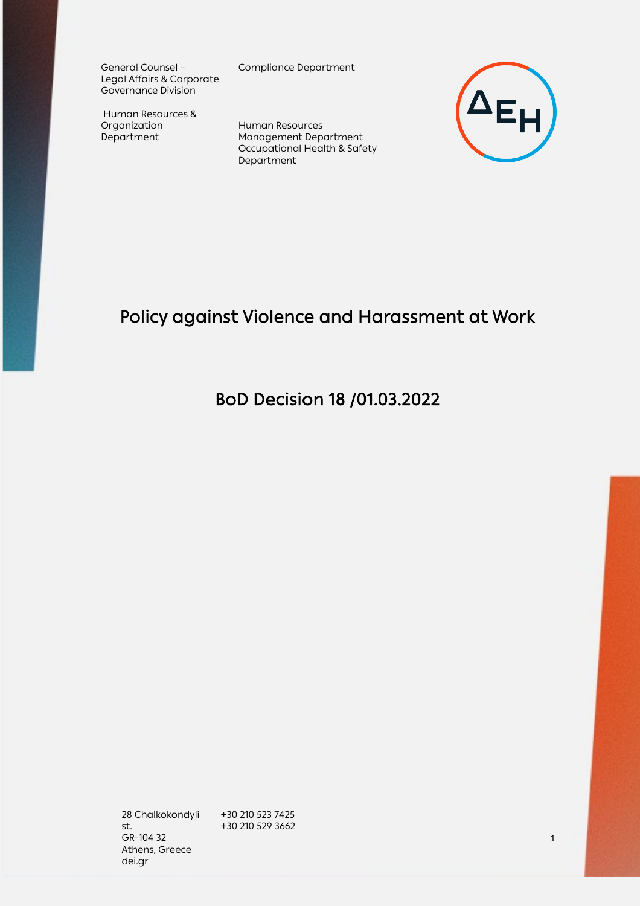General Counsel – Legal Affairs & Corporate Governance Division

Compliance Department

Human Resources & Organization Department

Human Resources Management Department
Occupational Health & Safety Department

# Policy against Violence and Harassment at Work

## BoD Decision 18 /01.03.2022

28 Chalkokondyli st.
GR-104 32
Athens, Greece
dei.gr

+30 210 523 7425
+30 210 529 3662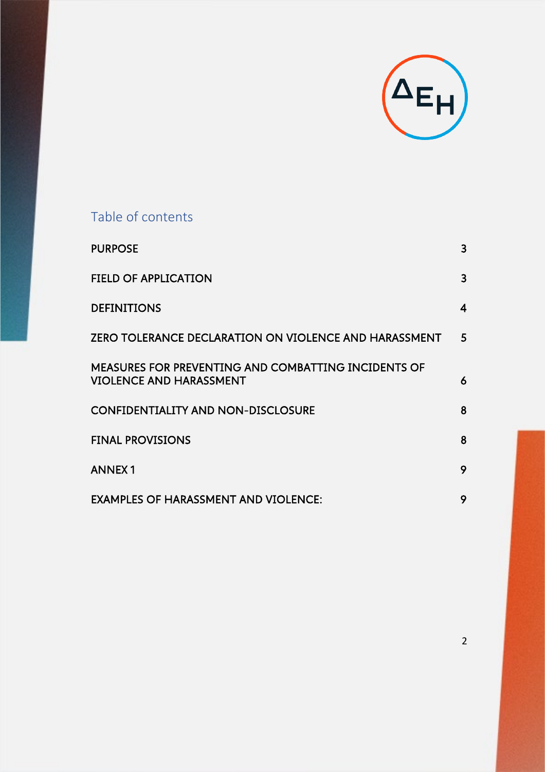## Table of contents

| | |
|---|---|
| PURPOSE | 3 |
| FIELD OF APPLICATION | 3 |
| DEFINITIONS | 4 |
| ZERO TOLERANCE DECLARATION ON VIOLENCE AND HARASSMENT | 5 |
| MEASURES FOR PREVENTING AND COMBATTING INCIDENTS OF VIOLENCE AND HARASSMENT | 6 |
| CONFIDENTIALITY AND NON-DISCLOSURE | 8 |
| FINAL PROVISIONS | 8 |
| ANNEX 1 | 9 |
| EXAMPLES OF HARASSMENT AND VIOLENCE: | 9 |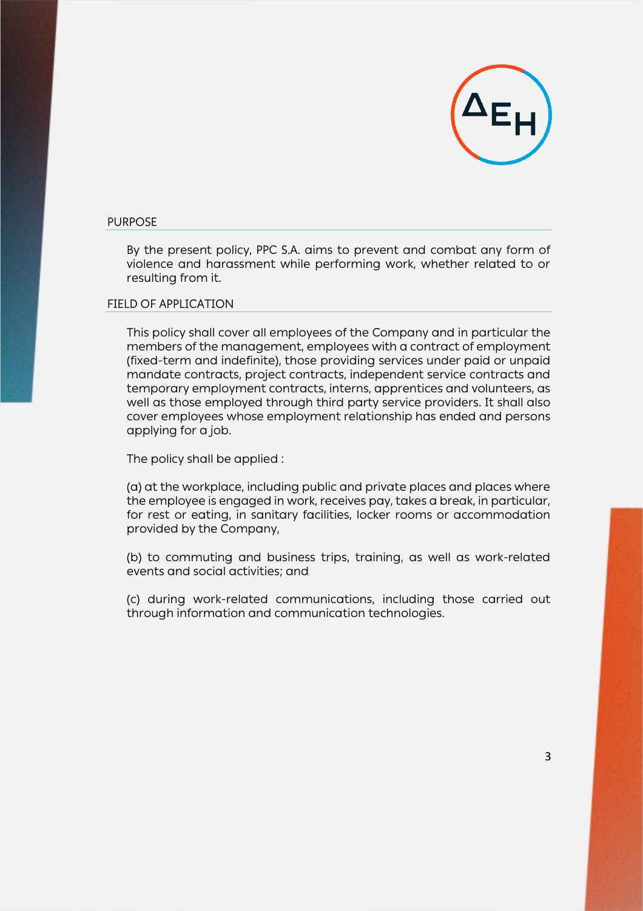## PURPOSE

By the present policy, PPC S.A. aims to prevent and combat any form of violence and harassment while performing work, whether related to or resulting from it.

## FIELD OF APPLICATION

This policy shall cover all employees of the Company and in particular the members of the management, employees with a contract of employment (fixed-term and indefinite), those providing services under paid or unpaid mandate contracts, project contracts, independent service contracts and temporary employment contracts, interns, apprentices and volunteers, as well as those employed through third party service providers. It shall also cover employees whose employment relationship has ended and persons applying for a job.

The policy shall be applied :

(a) at the workplace, including public and private places and places where the employee is engaged in work, receives pay, takes a break, in particular, for rest or eating, in sanitary facilities, locker rooms or accommodation provided by the Company,

(b) to commuting and business trips, training, as well as work-related events and social activities; and

(c) during work-related communications, including those carried out through information and communication technologies.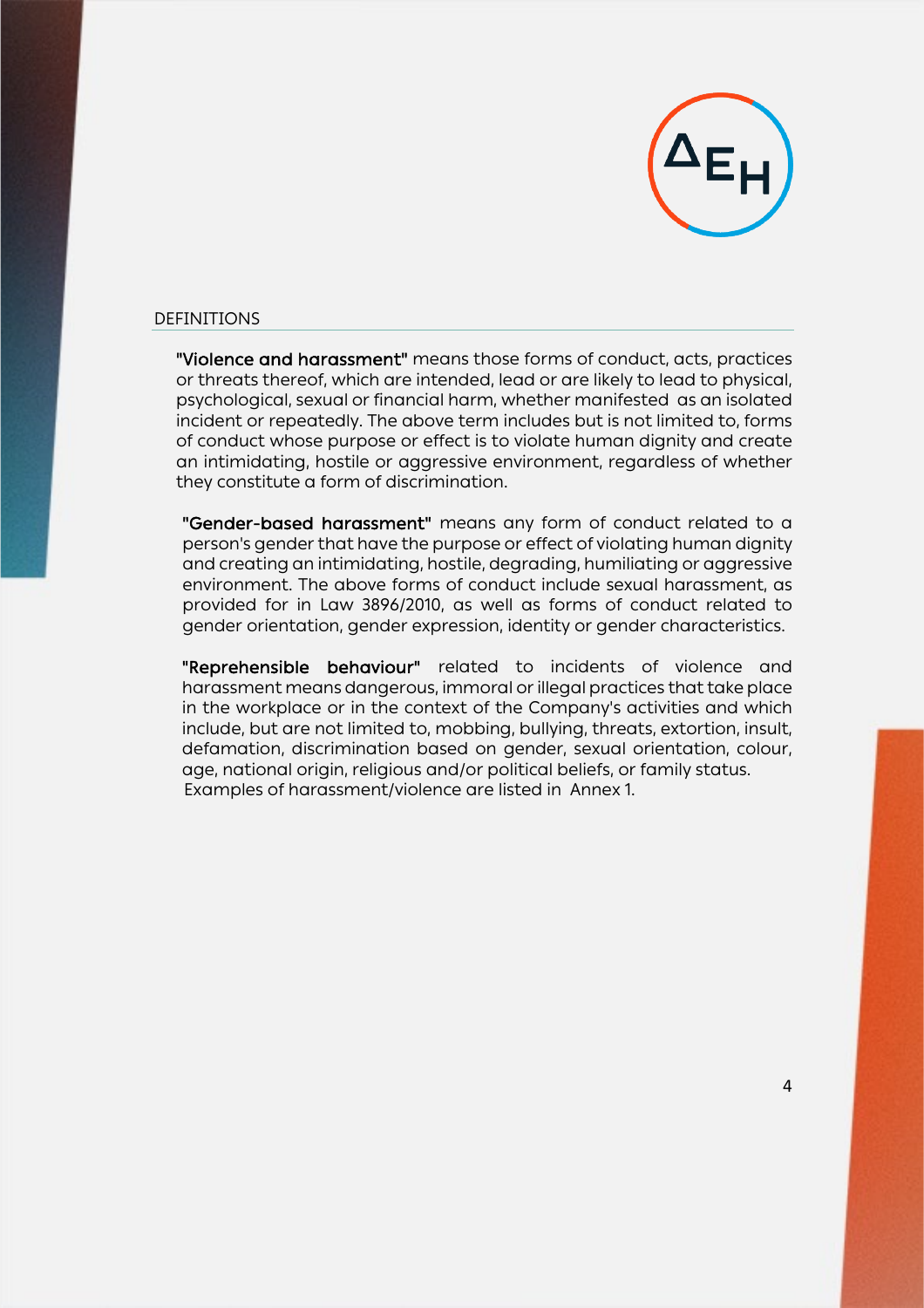## DEFINITIONS

**"Violence and harassment"** means those forms of conduct, acts, practices or threats thereof, which are intended, lead or are likely to lead to physical, psychological, sexual or financial harm, whether manifested as an isolated incident or repeatedly. The above term includes but is not limited to, forms of conduct whose purpose or effect is to violate human dignity and create an intimidating, hostile or aggressive environment, regardless of whether they constitute a form of discrimination.

**"Gender-based harassment"** means any form of conduct related to a person's gender that have the purpose or effect of violating human dignity and creating an intimidating, hostile, degrading, humiliating or aggressive environment. The above forms of conduct include sexual harassment, as provided for in Law 3896/2010, as well as forms of conduct related to gender orientation, gender expression, identity or gender characteristics.

**"Reprehensible behaviour"** related to incidents of violence and harassment means dangerous, immoral or illegal practices that take place in the workplace or in the context of the Company's activities and which include, but are not limited to, mobbing, bullying, threats, extortion, insult, defamation, discrimination based on gender, sexual orientation, colour, age, national origin, religious and/or political beliefs, or family status.
Examples of harassment/violence are listed in Annex 1.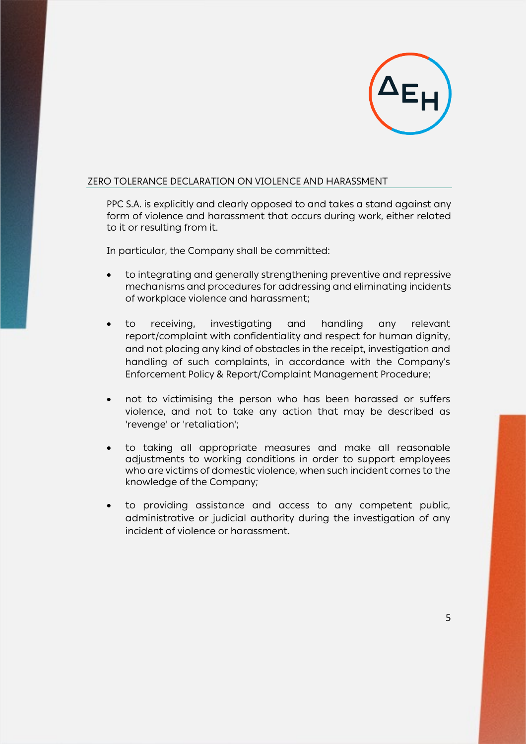## ZERO TOLERANCE DECLARATION ON VIOLENCE AND HARASSMENT

PPC S.A. is explicitly and clearly opposed to and takes a stand against any form of violence and harassment that occurs during work, either related to it or resulting from it.

In particular, the Company shall be committed:

- to integrating and generally strengthening preventive and repressive mechanisms and procedures for addressing and eliminating incidents of workplace violence and harassment;

- to receiving, investigating and handling any relevant report/complaint with confidentiality and respect for human dignity, and not placing any kind of obstacles in the receipt, investigation and handling of such complaints, in accordance with the Company's Enforcement Policy & Report/Complaint Management Procedure;

- not to victimising the person who has been harassed or suffers violence, and not to take any action that may be described as 'revenge' or 'retaliation';

- to taking all appropriate measures and make all reasonable adjustments to working conditions in order to support employees who are victims of domestic violence, when such incident comes to the knowledge of the Company;

- to providing assistance and access to any competent public, administrative or judicial authority during the investigation of any incident of violence or harassment.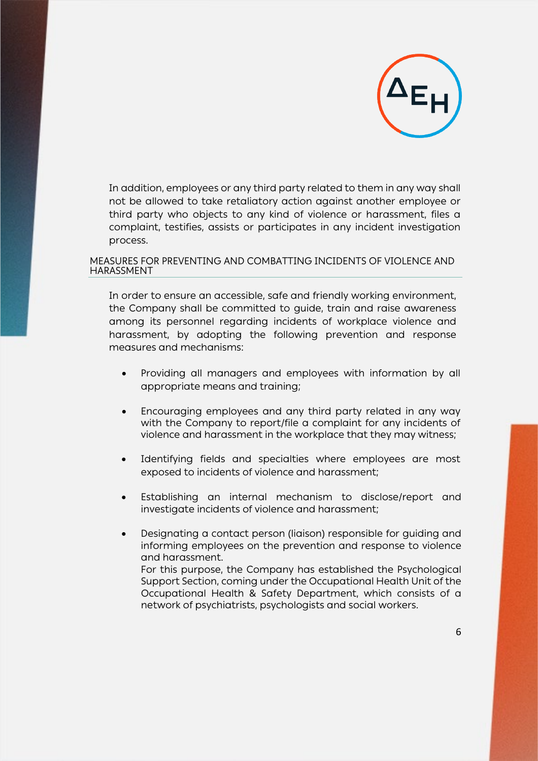In addition, employees or any third party related to them in any way shall not be allowed to take retaliatory action against another employee or third party who objects to any kind of violence or harassment, files a complaint, testifies, assists or participates in any incident investigation process.

## MEASURES FOR PREVENTING AND COMBATTING INCIDENTS OF VIOLENCE AND HARASSMENT

In order to ensure an accessible, safe and friendly working environment, the Company shall be committed to guide, train and raise awareness among its personnel regarding incidents of workplace violence and harassment, by adopting the following prevention and response measures and mechanisms:

- Providing all managers and employees with information by all appropriate means and training;
- Encouraging employees and any third party related in any way with the Company to report/file a complaint for any incidents of violence and harassment in the workplace that they may witness;
- Identifying fields and specialties where employees are most exposed to incidents of violence and harassment;
- Establishing an internal mechanism to disclose/report and investigate incidents of violence and harassment;
- Designating a contact person (liaison) responsible for guiding and informing employees on the prevention and response to violence and harassment.
  For this purpose, the Company has established the Psychological Support Section, coming under the Occupational Health Unit of the Occupational Health & Safety Department, which consists of a network of psychiatrists, psychologists and social workers.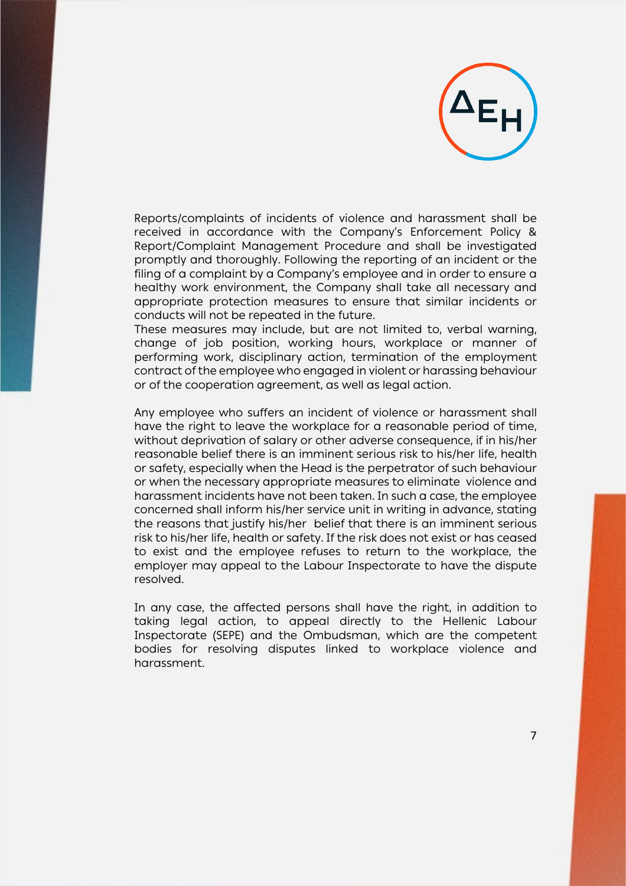Reports/complaints of incidents of violence and harassment shall be received in accordance with the Company's Enforcement Policy & Report/Complaint Management Procedure and shall be investigated promptly and thoroughly. Following the reporting of an incident or the filing of a complaint by a Company's employee and in order to ensure a healthy work environment, the Company shall take all necessary and appropriate protection measures to ensure that similar incidents or conducts will not be repeated in the future.
These measures may include, but are not limited to, verbal warning, change of job position, working hours, workplace or manner of performing work, disciplinary action, termination of the employment contract of the employee who engaged in violent or harassing behaviour or of the cooperation agreement, as well as legal action.

Any employee who suffers an incident of violence or harassment shall have the right to leave the workplace for a reasonable period of time, without deprivation of salary or other adverse consequence, if in his/her reasonable belief there is an imminent serious risk to his/her life, health or safety, especially when the Head is the perpetrator of such behaviour or when the necessary appropriate measures to eliminate violence and harassment incidents have not been taken. In such a case, the employee concerned shall inform his/her service unit in writing in advance, stating the reasons that justify his/her belief that there is an imminent serious risk to his/her life, health or safety. If the risk does not exist or has ceased to exist and the employee refuses to return to the workplace, the employer may appeal to the Labour Inspectorate to have the dispute resolved.

In any case, the affected persons shall have the right, in addition to taking legal action, to appeal directly to the Hellenic Labour Inspectorate (SEPE) and the Ombudsman, which are the competent bodies for resolving disputes linked to workplace violence and harassment.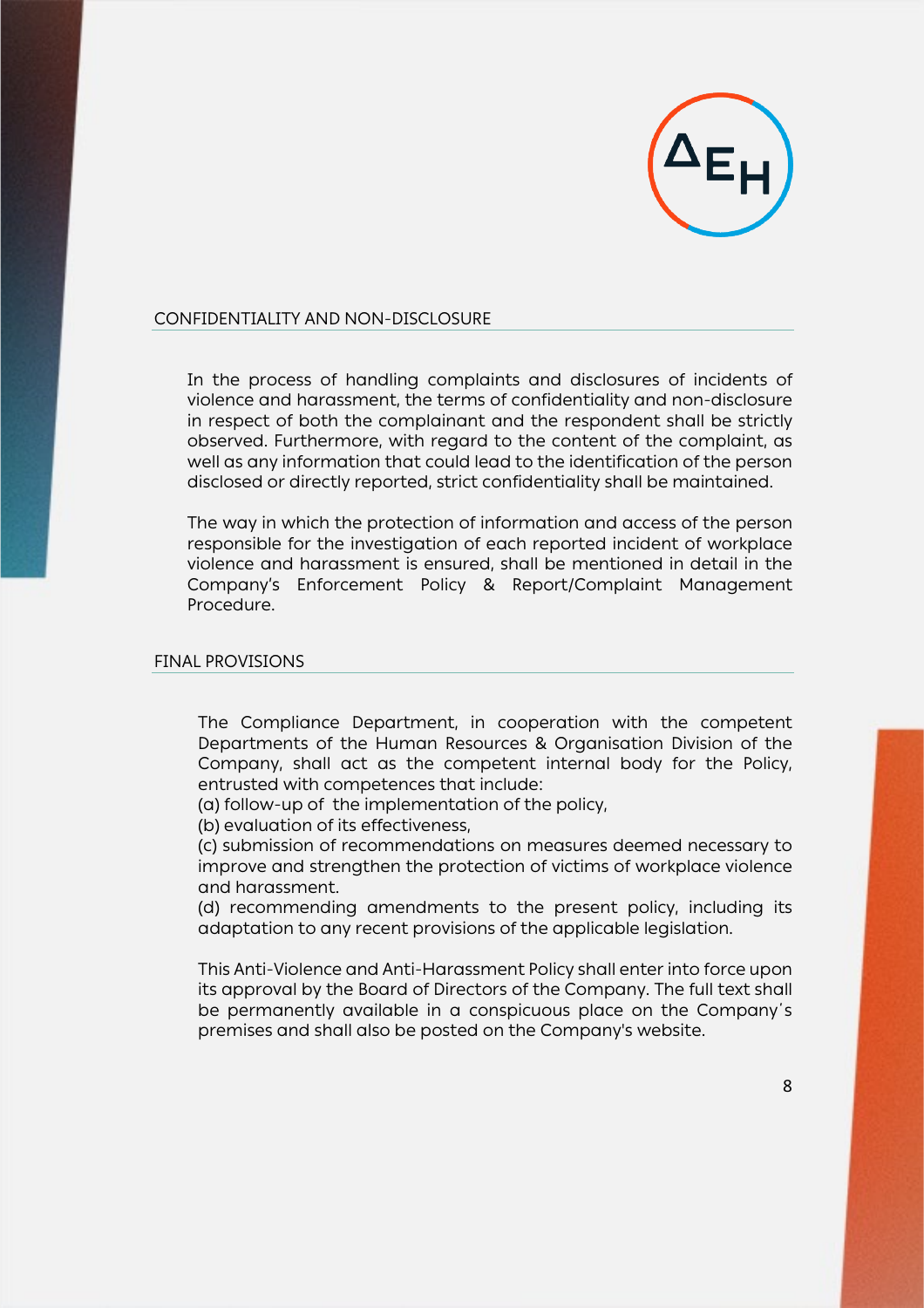## CONFIDENTIALITY AND NON-DISCLOSURE

In the process of handling complaints and disclosures of incidents of violence and harassment, the terms of confidentiality and non-disclosure in respect of both the complainant and the respondent shall be strictly observed. Furthermore, with regard to the content of the complaint, as well as any information that could lead to the identification of the person disclosed or directly reported, strict confidentiality shall be maintained.

The way in which the protection of information and access of the person responsible for the investigation of each reported incident of workplace violence and harassment is ensured, shall be mentioned in detail in the Company's Enforcement Policy & Report/Complaint Management Procedure.

## FINAL PROVISIONS

The Compliance Department, in cooperation with the competent Departments of the Human Resources & Organisation Division of the Company, shall act as the competent internal body for the Policy, entrusted with competences that include:
(a) follow-up of the implementation of the policy,
(b) evaluation of its effectiveness,
(c) submission of recommendations on measures deemed necessary to improve and strengthen the protection of victims of workplace violence and harassment.
(d) recommending amendments to the present policy, including its adaptation to any recent provisions of the applicable legislation.

This Anti-Violence and Anti-Harassment Policy shall enter into force upon its approval by the Board of Directors of the Company. The full text shall be permanently available in a conspicuous place on the Company's premises and shall also be posted on the Company's website.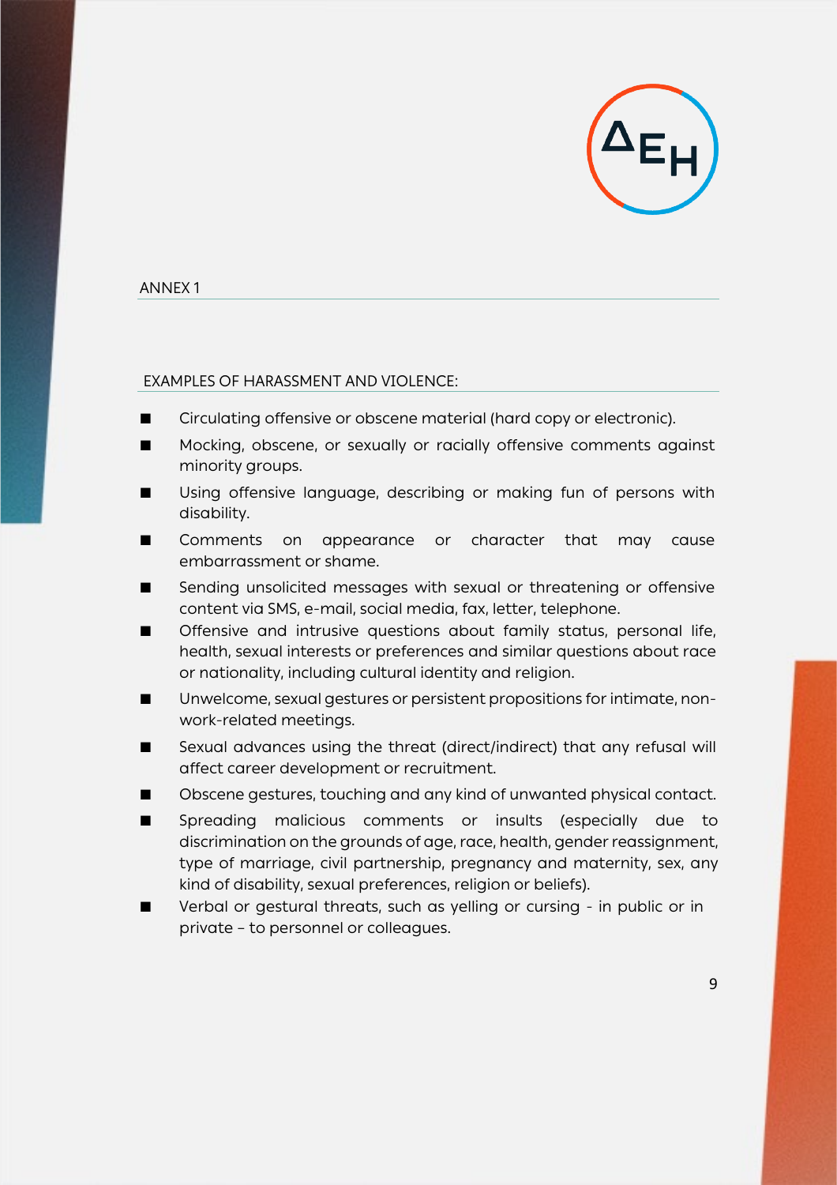## ANNEX 1

### EXAMPLES OF HARASSMENT AND VIOLENCE:

- Circulating offensive or obscene material (hard copy or electronic).
- Mocking, obscene, or sexually or racially offensive comments against minority groups.
- Using offensive language, describing or making fun of persons with disability.
- Comments on appearance or character that may cause embarrassment or shame.
- Sending unsolicited messages with sexual or threatening or offensive content via SMS, e-mail, social media, fax, letter, telephone.
- Offensive and intrusive questions about family status, personal life, health, sexual interests or preferences and similar questions about race or nationality, including cultural identity and religion.
- Unwelcome, sexual gestures or persistent propositions for intimate, non-work-related meetings.
- Sexual advances using the threat (direct/indirect) that any refusal will affect career development or recruitment.
- Obscene gestures, touching and any kind of unwanted physical contact.
- Spreading malicious comments or insults (especially due to discrimination on the grounds of age, race, health, gender reassignment, type of marriage, civil partnership, pregnancy and maternity, sex, any kind of disability, sexual preferences, religion or beliefs).
- Verbal or gestural threats, such as yelling or cursing - in public or in private – to personnel or colleagues.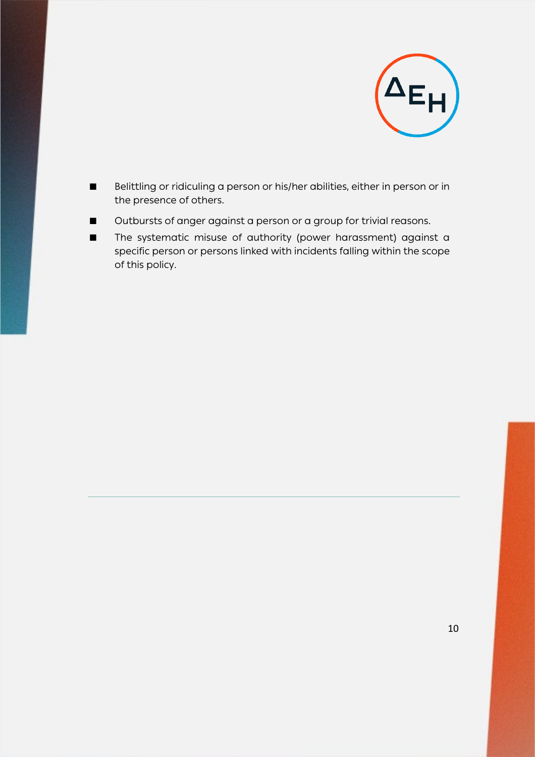- Belittling or ridiculing a person or his/her abilities, either in person or in the presence of others.
- Outbursts of anger against a person or a group for trivial reasons.
- The systematic misuse of authority (power harassment) against a specific person or persons linked with incidents falling within the scope of this policy.